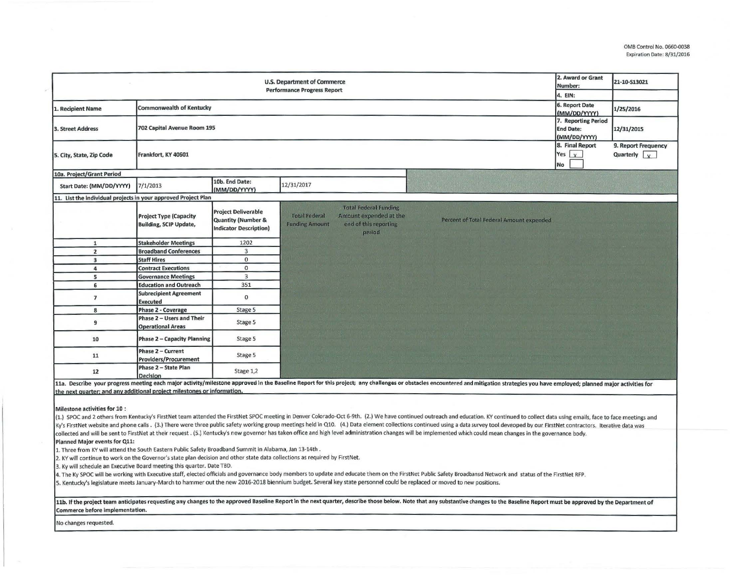OMB Control No. 0660-0038
Expiration Date: 8/31/2016

| U.S. Department of Commerce Performance Progress Report | | | | 2. Award or Grant Number: | 21-10-S13021 |
|---|---|---|---|---|---|
| | | | | 4. EIN: | |
| 1. Recipient Name | Commonwealth of Kentucky | | | 6. Report Date (MM/DD/YYYY) | 1/25/2016 |
| 3. Street Address | 702 Capital Avenue Room 195 | | | 7. Reporting Period End Date: (MM/DD/YYYY) | 12/31/2015 |
| 5. City, State, Zip Code | Frankfort, KY 40601 | | | 8. Final Report Yes [x] No [ ] | 9. Report Frequency Quarterly [x] |
| 10a. Project/Grant Period | | | | | |
| Start Date: (MM/DD/YYYY) | 7/1/2013 | 10b. End Date: (MM/DD/YYYY) | 12/31/2017 | | |

11. List the individual projects in your approved Project Plan

| | Project Type (Capacity Building, SCIP Update, | Project Deliverable Quantity (Number & Indicator Description) | Total Federal Funding Amount | Total Federal Funding Amount expended at the end of this reporting period | Percent of Total Federal Amount expended |
|---|---|---|---|---|---|
| 1 | Stakeholder Meetings | 1202 | | | |
| 2 | Broadband Conferences | 3 | | | |
| 3 | Staff Hires | 0 | | | |
| 4 | Contract Executions | 0 | | | |
| 5 | Governance Meetings | 3 | | | |
| 6 | Education and Outreach | 351 | | | |
| 7 | Subrecipient Agreement Executed | 0 | | | |
| 8 | Phase 2 - Coverage | Stage 5 | | | |
| 9 | Phase 2 – Users and Their Operational Areas | Stage 5 | | | |
| 10 | Phase 2 – Capacity Planning | Stage 5 | | | |
| 11 | Phase 2 – Current Providers/Procurement | Stage 5 | | | |
| 12 | Phase 2 – State Plan Decision | Stage 1,2 | | | |

**11a. Describe your progress meeting each major activity/milestone approved in the Baseline Report for this project; any challenges or obstacles encountered and mitigation strategies you have employed; planned major activities for the next quarter; and any additional project milestones or information.**

**Milestone activities for 10 :**

(1.) SPOC and 2 others from Kentucky's FirstNet team attended the FirstNet SPOC meeting in Denver Colorado-Oct 6-9th. (2.) We have continued outreach and education. KY continued to collect data using emails, face to face meetings and Ky's FirstNet website and phone calls . (3.) There were three public safety working group meetings held in Q10. (4.) Data element collections continued using a data survey tool deveoped by our FirstNet contractors. Iterative data was collected and will be sent to FirstNet at their request . (5.) Kentucky's new governor has taken office and high level administration changes will be implemented which could mean changes in the governance body.

**Planned Major events for Q11:**

1. Three from KY will attend the South Eastern Public Safety Broadband Summit in Alabama, Jan 13-14th .
2. KY will continue to work on the Governor's state plan decision and other state data collections as required by FirstNet.
3. Ky will schedule an Executive Board meeting this quarter. Date TBD.
4. The Ky SPOC will be working with Executive staff, elected officials and governance body members to update and educate them on the FirstNet Public Safety Broadbansd Network and status of the FirstNet RFP.
5. Kentucky's legislature meets January-March to hammer out the new 2016-2018 biennium budget. Several key state personnel could be replaced or moved to new positions.

**11b. If the project team anticipates requesting any changes to the approved Baseline Report in the next quarter, describe those below. Note that any substantive changes to the Baseline Report must be approved by the Department of Commerce before implementation.**

No changes requested.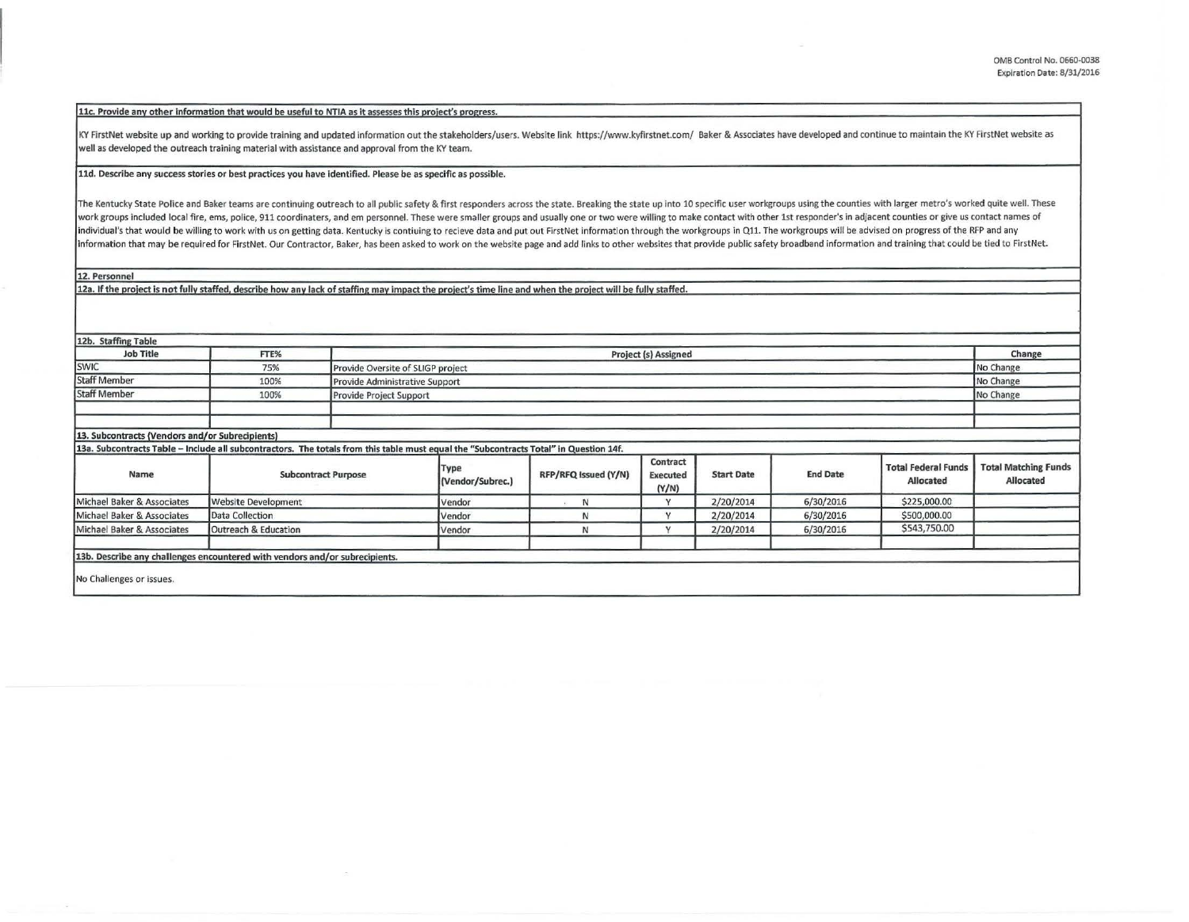OMB Control No. 0660-0038
Expiration Date: 8/31/2016

**11c. Provide any other information that would be useful to NTIA as it assesses this project's progress.**

KY FirstNet website up and working to provide training and updated information out the stakeholders/users. Website link https://www.kyfirstnet.com/ Baker & Associates have developed and continue to maintain the KY FirstNet website as well as developed the outreach training material with assistance and approval from the KY team.

**11d. Describe any success stories or best practices you have identified. Please be as specific as possible.**

The Kentucky State Police and Baker teams are continuing outreach to all public safety & first responders across the state. Breaking the state up into 10 specific user workgroups using the counties with larger metro's worked quite well. These work groups included local fire, ems, police, 911 coordinaters, and em personnel. These were smaller groups and usually one or two were willing to make contact with other 1st responder's in adjacent counties or give us contact names of individual's that would be willing to work with us on getting data. Kentucky is contiuing to recieve data and put out FirstNet information through the workgroups in Q11. The workgroups will be advised on progress of the RFP and any information that may be required for FirstNet. Our Contractor, Baker, has been asked to work on the website page and add links to other websites that provide public safety broadband information and training that could be tied to FirstNet.

**12. Personnel**

**12a. If the project is not fully staffed, describe how any lack of staffing may impact the project's time line and when the project will be fully staffed.**

**12b. Staffing Table**

| Job Title | FTE% | Project (s) Assigned | Change |
|---|---|---|---|
| SWIC | 75% | Provide Oversite of SLIGP project | No Change |
| Staff Member | 100% | Provide Administrative Support | No Change |
| Staff Member | 100% | Provide Project Support | No Change |
| | | | |
| | | | |

**13. Subcontracts (Vendors and/or Subrecipients)**

**13a. Subcontracts Table – Include all subcontractors. The totals from this table must equal the "Subcontracts Total" in Question 14f.**

| Name | Subcontract Purpose | Type (Vendor/Subrec.) | RFP/RFQ Issued (Y/N) | Contract Executed (Y/N) | Start Date | End Date | Total Federal Funds Allocated | Total Matching Funds Allocated |
|---|---|---|---|---|---|---|---|---|
| Michael Baker & Associates | Website Development | Vendor | N | Y | 2/20/2014 | 6/30/2016 | $225,000.00 | |
| Michael Baker & Associates | Data Collection | Vendor | N | Y | 2/20/2014 | 6/30/2016 | $500,000.00 | |
| Michael Baker & Associates | Outreach & Education | Vendor | N | Y | 2/20/2014 | 6/30/2016 | $543,750.00 | |
| | | | | | | | | |

**13b. Describe any challenges encountered with vendors and/or subrecipients.**

No Challenges or issues.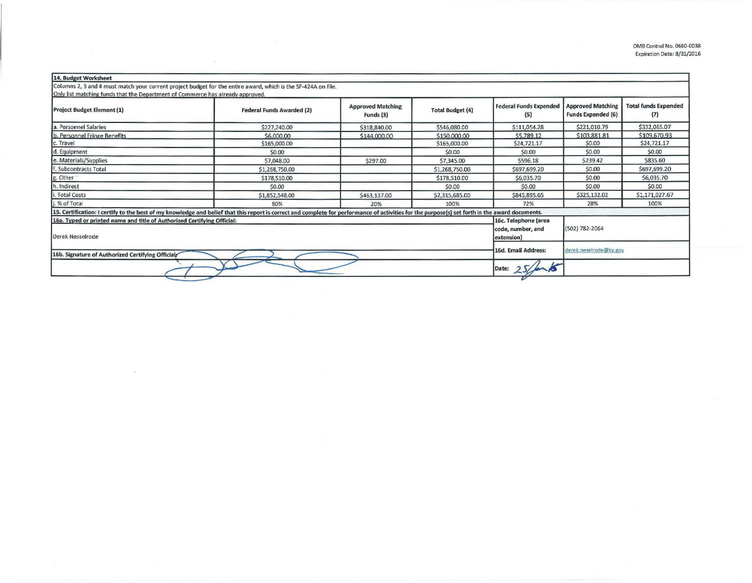OMB Control No. 0660-0038
Expiration Date: 8/31/2016

**14. Budget Worksheet**

Columns 2, 3 and 4 must match your current project budget for the entire award, which is the SF-424A on file.
Only list matching funds that the Department of Commerce has already approved.

| Project Budget Element (1) | Federal Funds Awarded (2) | Approved Matching Funds (3) | Total Budget (4) | Federal Funds Expended (5) | Approved Matching Funds Expended (6) | Total funds Expended (7) |
|---|---|---|---|---|---|---|
| a. Personnel Salaries | $227,240.00 | $318,840.00 | $546,080.00 | $111,054.28 | $221,010.79 | $332,065.07 |
| b. Personnel Fringe Benefits | $6,000.00 | $144,000.00 | $150,000.00 | $5,789.12 | $103,881.81 | $109,670.93 |
| c. Travel | $165,000.00 | | $165,000.00 | $24,721.17 | $0.00 | $24,721.17 |
| d. Equipment | $0.00 | | $0.00 | $0.00 | $0.00 | $0.00 |
| e. Materials/Supplies | $7,048.00 | $297.00 | $7,345.00 | $596.18 | $239.42 | $835.60 |
| f. Subcontracts Total | $1,268,750.00 | | $1,268,750.00 | $697,699.20 | $0.00 | $697,699.20 |
| g. Other | $178,510.00 | | $178,510.00 | $6,035.70 | $0.00 | $6,035.70 |
| h. Indirect | $0.00 | | $0.00 | $0.00 | $0.00 | $0.00 |
| i. Total Costs | $1,852,548.00 | $463,137.00 | $2,315,685.00 | $845,895.65 | $325,132.02 | $1,171,027.67 |
| j. % of Total | 80% | 20% | 100% | 72% | 28% | 100% |

**15. Certification:** I certify to the best of my knowledge and belief that this report is correct and complete for performance of activities for the purpose(s) set forth in the award documents.

| | | |
|---|---|---|
| **16a. Typed or printed name and title of Authorized Certifying Official:** Derek Nesselrode | **16c. Telephone (area code, number, and extension)** | (502) 782-2064 |
| | **16d. Email Address:** | derek.neselrode@ky.gov |
| **16b. Signature of Authorized Certifying Official:** | Date: 25 Jan 15 | |